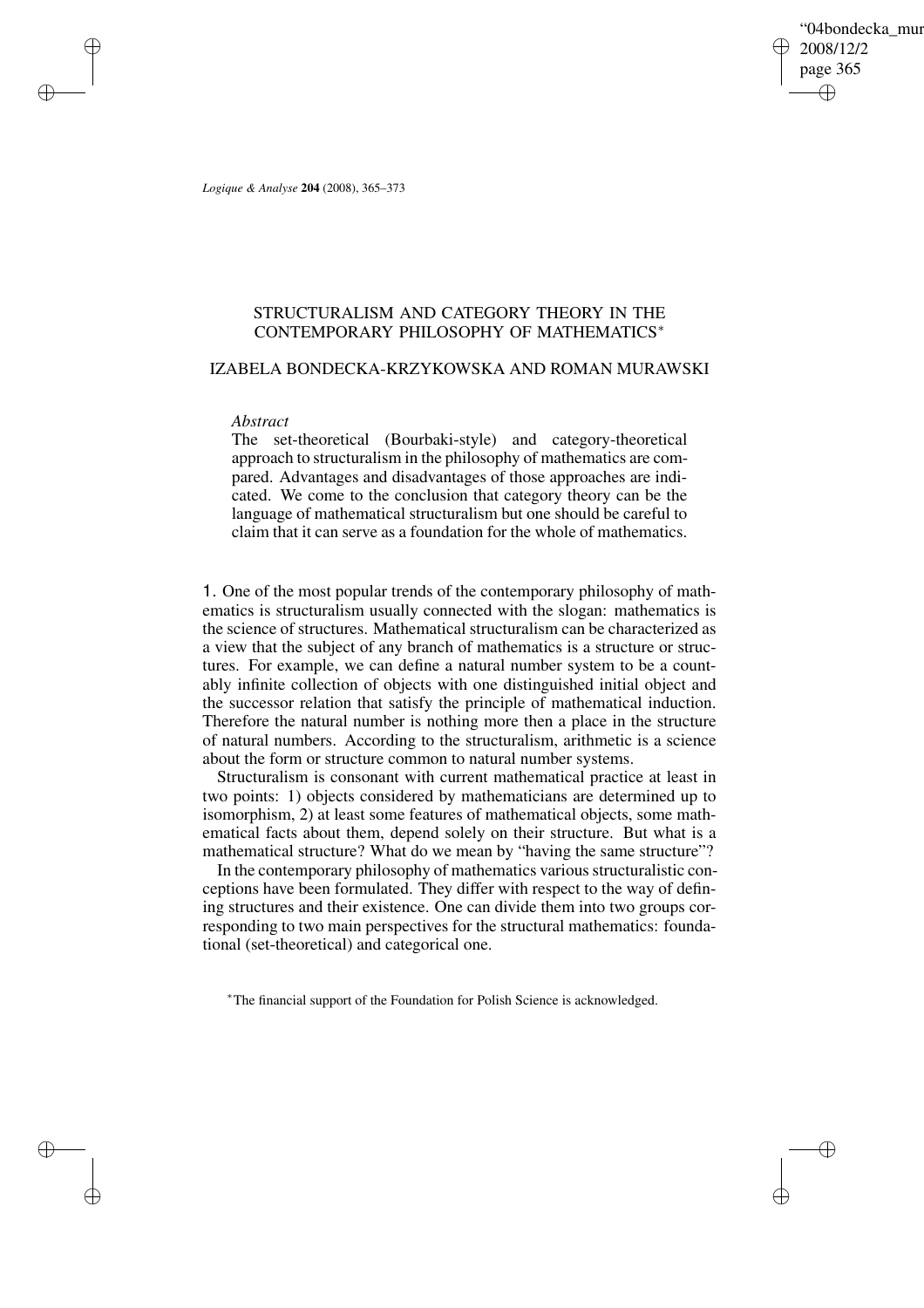# STRUCTURALISM AND CATEGORY THEORY IN THE CONTEMPORARY PHILOSOPHY OF MATHEMATICS*

## IZABELA BONDECKA-KRZYKOWSKA AND ROMAN MURAWSKI

*Abstract*

The set-theoretical (Bourbaki-style) and category-theoretical approach to structuralism in the philosophy of mathematics are compared. Advantages and disadvantages of those approaches are indicated. We come to the conclusion that category theory can be the language of mathematical structuralism but one should be careful to claim that it can serve as a foundation for the whole of mathematics.

1. One of the most popular trends of the contemporary philosophy of mathematics is structuralism usually connected with the slogan: mathematics is the science of structures. Mathematical structuralism can be characterized as a view that the subject of any branch of mathematics is a structure or structures. For example, we can define a natural number system to be a countably infinite collection of objects with one distinguished initial object and the successor relation that satisfy the principle of mathematical induction. Therefore the natural number is nothing more then a place in the structure of natural numbers. According to the structuralism, arithmetic is a science about the form or structure common to natural number systems.

Structuralism is consonant with current mathematical practice at least in two points: 1) objects considered by mathematicians are determined up to isomorphism, 2) at least some features of mathematical objects, some mathematical facts about them, depend solely on their structure. But what is a mathematical structure? What do we mean by "having the same structure"?

In the contemporary philosophy of mathematics various structuralistic conceptions have been formulated. They differ with respect to the way of defining structures and their existence. One can divide them into two groups corresponding to two main perspectives for the structural mathematics: foundational (set-theoretical) and categorical one.

*The financial support of the Foundation for Polish Science is acknowledged.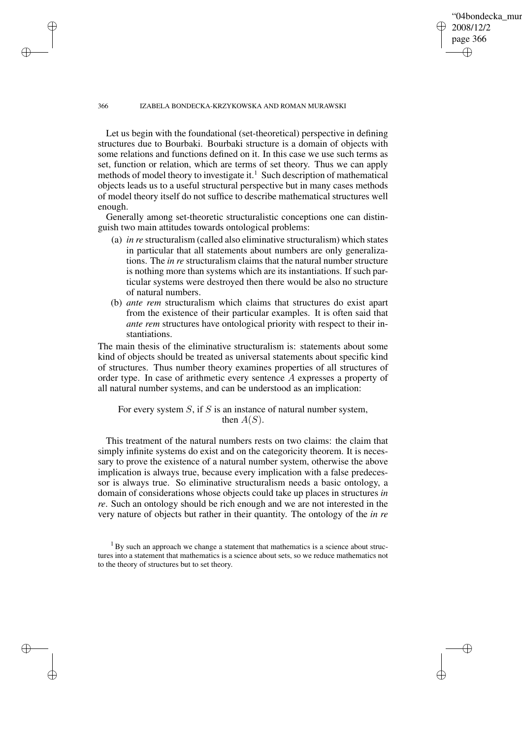Let us begin with the foundational (set-theoretical) perspective in defining structures due to Bourbaki. Bourbaki structure is a domain of objects with some relations and functions defined on it. In this case we use such terms as set, function or relation, which are terms of set theory. Thus we can apply methods of model theory to investigate it.[1] Such description of mathematical objects leads us to a useful structural perspective but in many cases methods of model theory itself do not suffice to describe mathematical structures well enough.

Generally among set-theoretic structuralistic conceptions one can distinguish two main attitudes towards ontological problems:

(a) *in re* structuralism (called also eliminative structuralism) which states in particular that all statements about numbers are only generalizations. The *in re* structuralism claims that the natural number structure is nothing more than systems which are its instantiations. If such particular systems were destroyed then there would be also no structure of natural numbers.

(b) *ante rem* structuralism which claims that structures do exist apart from the existence of their particular examples. It is often said that *ante rem* structures have ontological priority with respect to their instantiations.

The main thesis of the eliminative structuralism is: statements about some kind of objects should be treated as universal statements about specific kind of structures. Thus number theory examines properties of all structures of order type. In case of arithmetic every sentence $A$ expresses a property of all natural number systems, and can be understood as an implication:

For every system $S$, if $S$ is an instance of natural number system, then $A(S)$.

This treatment of the natural numbers rests on two claims: the claim that simply infinite systems do exist and on the categoricity theorem. It is necessary to prove the existence of a natural number system, otherwise the above implication is always true, because every implication with a false predecessor is always true. So eliminative structuralism needs a basic ontology, a domain of considerations whose objects could take up places in structures *in re*. Such an ontology should be rich enough and we are not interested in the very nature of objects but rather in their quantity. The ontology of the *in re*

[1] By such an approach we change a statement that mathematics is a science about structures into a statement that mathematics is a science about sets, so we reduce mathematics not to the theory of structures but to set theory.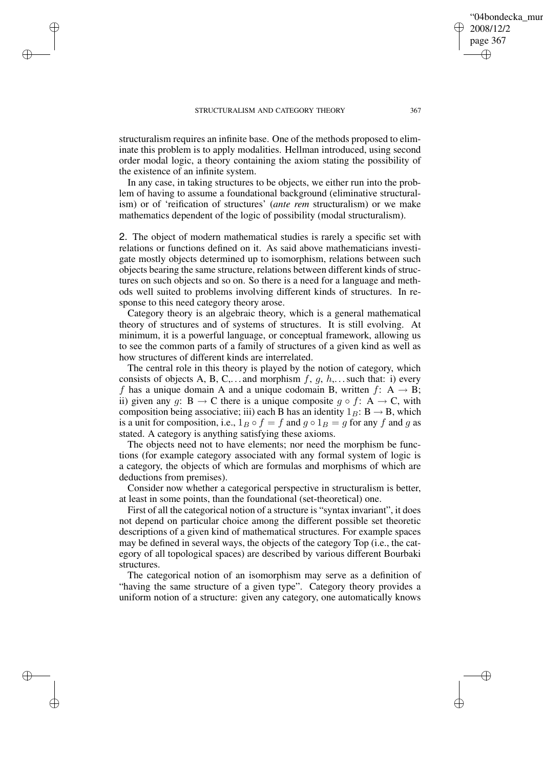structuralism requires an infinite base. One of the methods proposed to eliminate this problem is to apply modalities. Hellman introduced, using second order modal logic, a theory containing the axiom stating the possibility of the existence of an infinite system.

In any case, in taking structures to be objects, we either run into the problem of having to assume a foundational background (eliminative structuralism) or of 'reification of structures' (*ante rem* structuralism) or we make mathematics dependent of the logic of possibility (modal structuralism).

2. The object of modern mathematical studies is rarely a specific set with relations or functions defined on it. As said above mathematicians investigate mostly objects determined up to isomorphism, relations between such objects bearing the same structure, relations between different kinds of structures on such objects and so on. So there is a need for a language and methods well suited to problems involving different kinds of structures. In response to this need category theory arose.

Category theory is an algebraic theory, which is a general mathematical theory of structures and of systems of structures. It is still evolving. At minimum, it is a powerful language, or conceptual framework, allowing us to see the common parts of a family of structures of a given kind as well as how structures of different kinds are interrelated.

The central role in this theory is played by the notion of category, which consists of objects A, B, C,... and morphism $f$, $g$, $h$,... such that: i) every $f$ has a unique domain A and a unique codomain B, written $f\colon \mathrm{A} \to \mathrm{B}$; ii) given any $g\colon \mathrm{B} \to \mathrm{C}$ there is a unique composite $g \circ f\colon \mathrm{A} \to \mathrm{C}$, with composition being associative; iii) each B has an identity $1_B\colon \mathrm{B} \to \mathrm{B}$, which is a unit for composition, i.e., $1_B \circ f = f$ and $g \circ 1_B = g$ for any $f$ and $g$ as stated. A category is anything satisfying these axioms.

The objects need not to have elements; nor need the morphism be functions (for example category associated with any formal system of logic is a category, the objects of which are formulas and morphisms of which are deductions from premises).

Consider now whether a categorical perspective in structuralism is better, at least in some points, than the foundational (set-theoretical) one.

First of all the categorical notion of a structure is "syntax invariant", it does not depend on particular choice among the different possible set theoretic descriptions of a given kind of mathematical structures. For example spaces may be defined in several ways, the objects of the category Top (i.e., the category of all topological spaces) are described by various different Bourbaki structures.

The categorical notion of an isomorphism may serve as a definition of "having the same structure of a given type". Category theory provides a uniform notion of a structure: given any category, one automatically knows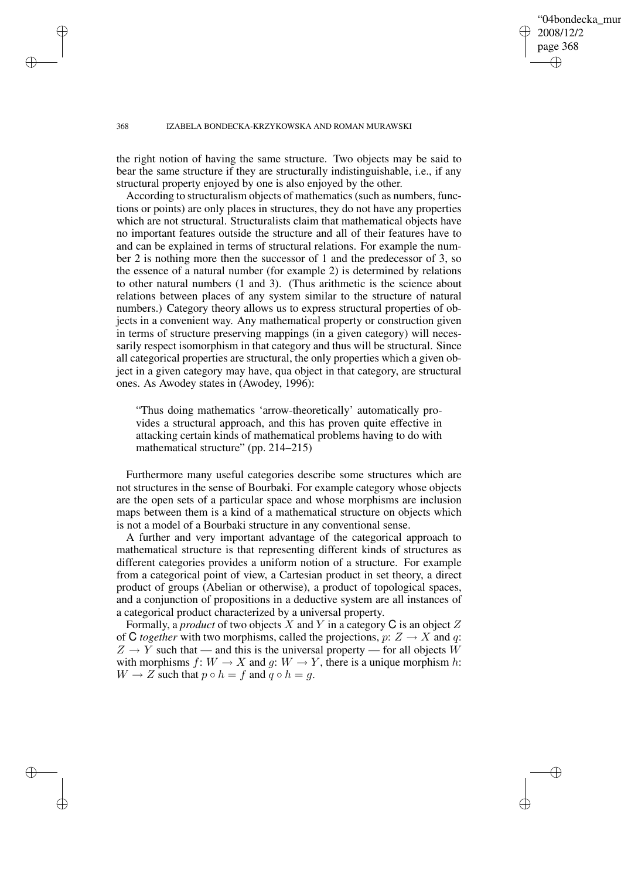the right notion of having the same structure. Two objects may be said to bear the same structure if they are structurally indistinguishable, i.e., if any structural property enjoyed by one is also enjoyed by the other.

According to structuralism objects of mathematics (such as numbers, functions or points) are only places in structures, they do not have any properties which are not structural. Structuralists claim that mathematical objects have no important features outside the structure and all of their features have to and can be explained in terms of structural relations. For example the number 2 is nothing more then the successor of 1 and the predecessor of 3, so the essence of a natural number (for example 2) is determined by relations to other natural numbers (1 and 3). (Thus arithmetic is the science about relations between places of any system similar to the structure of natural numbers.) Category theory allows us to express structural properties of objects in a convenient way. Any mathematical property or construction given in terms of structure preserving mappings (in a given category) will necessarily respect isomorphism in that category and thus will be structural. Since all categorical properties are structural, the only properties which a given object in a given category may have, qua object in that category, are structural ones. As Awodey states in (Awodey, 1996):

> "Thus doing mathematics 'arrow-theoretically' automatically provides a structural approach, and this has proven quite effective in attacking certain kinds of mathematical problems having to do with mathematical structure" (pp. 214–215)

Furthermore many useful categories describe some structures which are not structures in the sense of Bourbaki. For example category whose objects are the open sets of a particular space and whose morphisms are inclusion maps between them is a kind of a mathematical structure on objects which is not a model of a Bourbaki structure in any conventional sense.

A further and very important advantage of the categorical approach to mathematical structure is that representing different kinds of structures as different categories provides a uniform notion of a structure. For example from a categorical point of view, a Cartesian product in set theory, a direct product of groups (Abelian or otherwise), a product of topological spaces, and a conjunction of propositions in a deductive system are all instances of a categorical product characterized by a universal property.

Formally, a *product* of two objects $X$ and $Y$ in a category $\mathsf{C}$ is an object $Z$ of $\mathsf{C}$ *together* with two morphisms, called the projections, $p: Z \to X$ and $q: Z \to Y$ such that — and this is the universal property — for all objects $W$ with morphisms $f: W \to X$ and $g: W \to Y$, there is a unique morphism $h: W \to Z$ such that $p \circ h = f$ and $q \circ h = g$.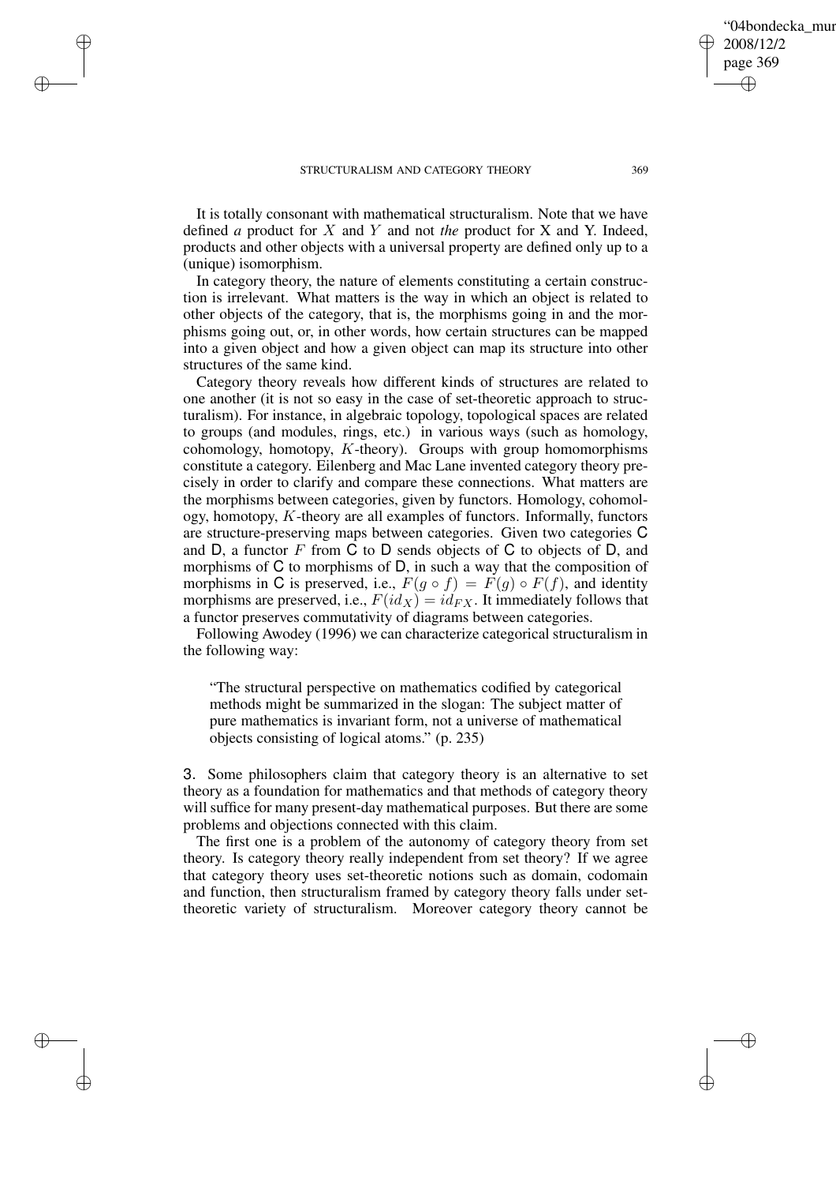It is totally consonant with mathematical structuralism. Note that we have defined *a* product for $X$ and $Y$ and not *the* product for X and Y. Indeed, products and other objects with a universal property are defined only up to a (unique) isomorphism.

In category theory, the nature of elements constituting a certain construction is irrelevant. What matters is the way in which an object is related to other objects of the category, that is, the morphisms going in and the morphisms going out, or, in other words, how certain structures can be mapped into a given object and how a given object can map its structure into other structures of the same kind.

Category theory reveals how different kinds of structures are related to one another (it is not so easy in the case of set-theoretic approach to structuralism). For instance, in algebraic topology, topological spaces are related to groups (and modules, rings, etc.) in various ways (such as homology, cohomology, homotopy, $K$-theory). Groups with group homomorphisms constitute a category. Eilenberg and Mac Lane invented category theory precisely in order to clarify and compare these connections. What matters are the morphisms between categories, given by functors. Homology, cohomology, homotopy, $K$-theory are all examples of functors. Informally, functors are structure-preserving maps between categories. Given two categories $\mathsf{C}$ and $\mathsf{D}$, a functor $F$ from $\mathsf{C}$ to $\mathsf{D}$ sends objects of $\mathsf{C}$ to objects of $\mathsf{D}$, and morphisms of $\mathsf{C}$ to morphisms of $\mathsf{D}$, in such a way that the composition of morphisms in $\mathsf{C}$ is preserved, i.e., $F(g \circ f) = F(g) \circ F(f)$, and identity morphisms are preserved, i.e., $F(id_X) = id_{FX}$. It immediately follows that a functor preserves commutativity of diagrams between categories.

Following Awodey (1996) we can characterize categorical structuralism in the following way:

> "The structural perspective on mathematics codified by categorical methods might be summarized in the slogan: The subject matter of pure mathematics is invariant form, not a universe of mathematical objects consisting of logical atoms." (p. 235)

3. Some philosophers claim that category theory is an alternative to set theory as a foundation for mathematics and that methods of category theory will suffice for many present-day mathematical purposes. But there are some problems and objections connected with this claim.

The first one is a problem of the autonomy of category theory from set theory. Is category theory really independent from set theory? If we agree that category theory uses set-theoretic notions such as domain, codomain and function, then structuralism framed by category theory falls under set-theoretic variety of structuralism. Moreover category theory cannot be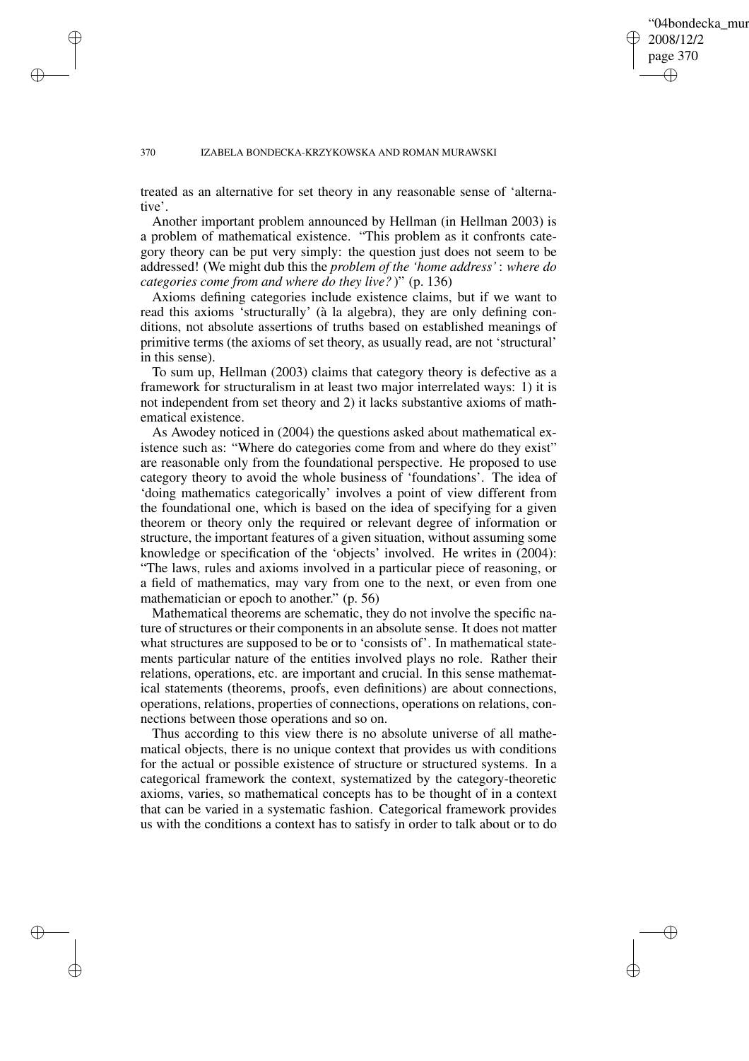treated as an alternative for set theory in any reasonable sense of 'alternative'.

Another important problem announced by Hellman (in Hellman 2003) is a problem of mathematical existence. "This problem as it confronts category theory can be put very simply: the question just does not seem to be addressed! (We might dub this the *problem of the 'home address'* : *where do categories come from and where do they live?* )" (p. 136)

Axioms defining categories include existence claims, but if we want to read this axioms 'structurally' (à la algebra), they are only defining conditions, not absolute assertions of truths based on established meanings of primitive terms (the axioms of set theory, as usually read, are not 'structural' in this sense).

To sum up, Hellman (2003) claims that category theory is defective as a framework for structuralism in at least two major interrelated ways: 1) it is not independent from set theory and 2) it lacks substantive axioms of mathematical existence.

As Awodey noticed in (2004) the questions asked about mathematical existence such as: "Where do categories come from and where do they exist" are reasonable only from the foundational perspective. He proposed to use category theory to avoid the whole business of 'foundations'. The idea of 'doing mathematics categorically' involves a point of view different from the foundational one, which is based on the idea of specifying for a given theorem or theory only the required or relevant degree of information or structure, the important features of a given situation, without assuming some knowledge or specification of the 'objects' involved. He writes in (2004): "The laws, rules and axioms involved in a particular piece of reasoning, or a field of mathematics, may vary from one to the next, or even from one mathematician or epoch to another." (p. 56)

Mathematical theorems are schematic, they do not involve the specific nature of structures or their components in an absolute sense. It does not matter what structures are supposed to be or to 'consists of'. In mathematical statements particular nature of the entities involved plays no role. Rather their relations, operations, etc. are important and crucial. In this sense mathematical statements (theorems, proofs, even definitions) are about connections, operations, relations, properties of connections, operations on relations, connections between those operations and so on.

Thus according to this view there is no absolute universe of all mathematical objects, there is no unique context that provides us with conditions for the actual or possible existence of structure or structured systems. In a categorical framework the context, systematized by the category-theoretic axioms, varies, so mathematical concepts has to be thought of in a context that can be varied in a systematic fashion. Categorical framework provides us with the conditions a context has to satisfy in order to talk about or to do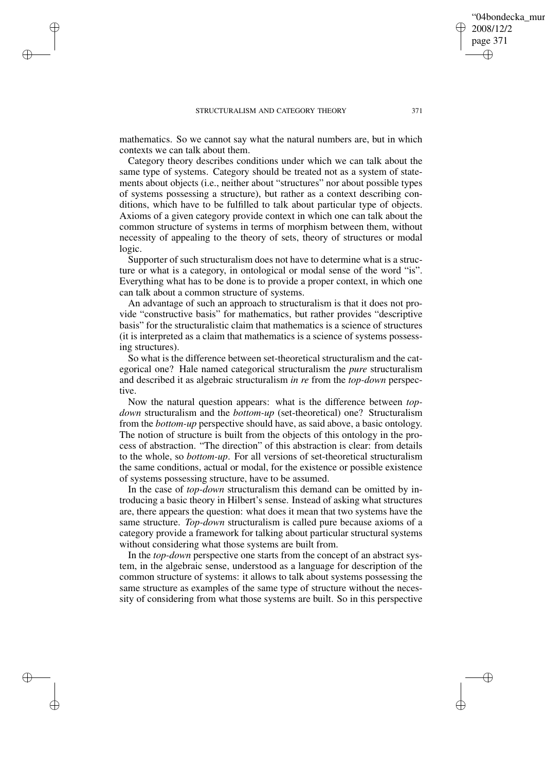mathematics. So we cannot say what the natural numbers are, but in which contexts we can talk about them.

Category theory describes conditions under which we can talk about the same type of systems. Category should be treated not as a system of statements about objects (i.e., neither about "structures" nor about possible types of systems possessing a structure), but rather as a context describing conditions, which have to be fulfilled to talk about particular type of objects. Axioms of a given category provide context in which one can talk about the common structure of systems in terms of morphism between them, without necessity of appealing to the theory of sets, theory of structures or modal logic.

Supporter of such structuralism does not have to determine what is a structure or what is a category, in ontological or modal sense of the word "is". Everything what has to be done is to provide a proper context, in which one can talk about a common structure of systems.

An advantage of such an approach to structuralism is that it does not provide "constructive basis" for mathematics, but rather provides "descriptive basis" for the structuralistic claim that mathematics is a science of structures (it is interpreted as a claim that mathematics is a science of systems possessing structures).

So what is the difference between set-theoretical structuralism and the categorical one? Hale named categorical structuralism the *pure* structuralism and described it as algebraic structuralism *in re* from the *top-down* perspective.

Now the natural question appears: what is the difference between *top-down* structuralism and the *bottom-up* (set-theoretical) one? Structuralism from the *bottom-up* perspective should have, as said above, a basic ontology. The notion of structure is built from the objects of this ontology in the process of abstraction. "The direction" of this abstraction is clear: from details to the whole, so *bottom-up*. For all versions of set-theoretical structuralism the same conditions, actual or modal, for the existence or possible existence of systems possessing structure, have to be assumed.

In the case of *top-down* structuralism this demand can be omitted by introducing a basic theory in Hilbert's sense. Instead of asking what structures are, there appears the question: what does it mean that two systems have the same structure. *Top-down* structuralism is called pure because axioms of a category provide a framework for talking about particular structural systems without considering what those systems are built from.

In the *top-down* perspective one starts from the concept of an abstract system, in the algebraic sense, understood as a language for description of the common structure of systems: it allows to talk about systems possessing the same structure as examples of the same type of structure without the necessity of considering from what those systems are built. So in this perspective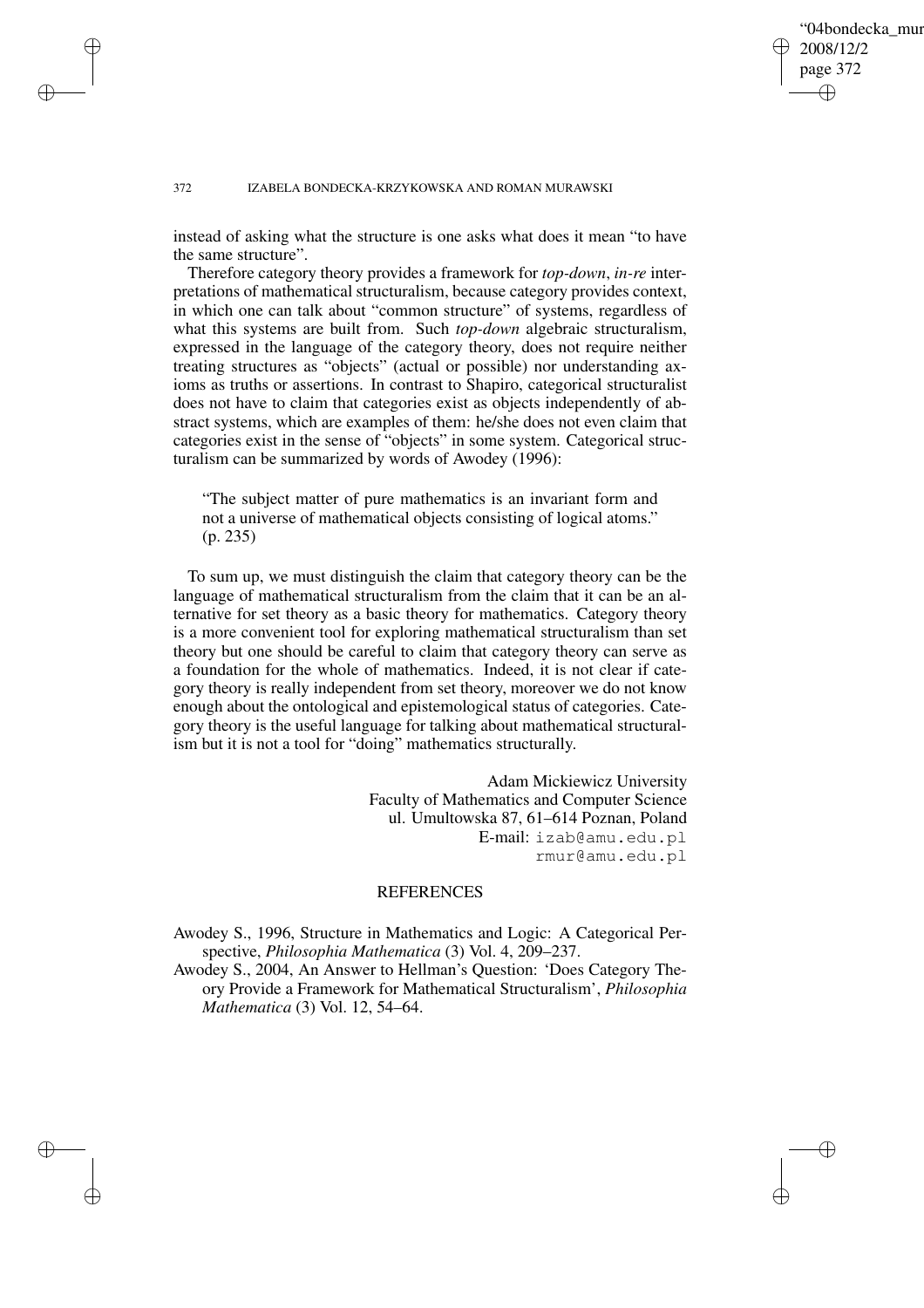instead of asking what the structure is one asks what does it mean "to have the same structure".

Therefore category theory provides a framework for *top-down*, *in-re* interpretations of mathematical structuralism, because category provides context, in which one can talk about "common structure" of systems, regardless of what this systems are built from. Such *top-down* algebraic structuralism, expressed in the language of the category theory, does not require neither treating structures as "objects" (actual or possible) nor understanding axioms as truths or assertions. In contrast to Shapiro, categorical structuralist does not have to claim that categories exist as objects independently of abstract systems, which are examples of them: he/she does not even claim that categories exist in the sense of "objects" in some system. Categorical structuralism can be summarized by words of Awodey (1996):

> "The subject matter of pure mathematics is an invariant form and not a universe of mathematical objects consisting of logical atoms." (p. 235)

To sum up, we must distinguish the claim that category theory can be the language of mathematical structuralism from the claim that it can be an alternative for set theory as a basic theory for mathematics. Category theory is a more convenient tool for exploring mathematical structuralism than set theory but one should be careful to claim that category theory can serve as a foundation for the whole of mathematics. Indeed, it is not clear if category theory is really independent from set theory, moreover we do not know enough about the ontological and epistemological status of categories. Category theory is the useful language for talking about mathematical structuralism but it is not a tool for "doing" mathematics structurally.

Adam Mickiewicz University
Faculty of Mathematics and Computer Science
ul. Umultowska 87, 61–614 Poznan, Poland
E-mail: izab@amu.edu.pl
rmur@amu.edu.pl

## REFERENCES

Awodey S., 1996, Structure in Mathematics and Logic: A Categorical Perspective, *Philosophia Mathematica* (3) Vol. 4, 209–237.

Awodey S., 2004, An Answer to Hellman's Question: 'Does Category Theory Provide a Framework for Mathematical Structuralism', *Philosophia Mathematica* (3) Vol. 12, 54–64.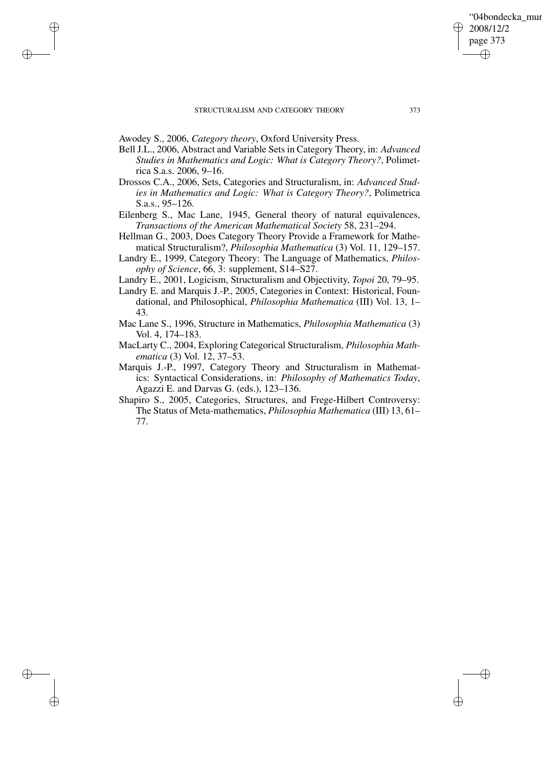Awodey S., 2006, *Category theory*, Oxford University Press.

Bell J.L., 2006, Abstract and Variable Sets in Category Theory, in: *Advanced Studies in Mathematics and Logic: What is Category Theory?*, Polimetrica S.a.s. 2006, 9–16.

Drossos C.A., 2006, Sets, Categories and Structuralism, in: *Advanced Studies in Mathematics and Logic: What is Category Theory?*, Polimetrica S.a.s., 95–126.

Eilenberg S., Mac Lane, 1945, General theory of natural equivalences, *Transactions of the American Mathematical Society* 58, 231–294.

Hellman G., 2003, Does Category Theory Provide a Framework for Mathematical Structuralism?, *Philosophia Mathematica* (3) Vol. 11, 129–157.

Landry E., 1999, Category Theory: The Language of Mathematics, *Philosophy of Science*, 66, 3: supplement, S14–S27.

Landry E., 2001, Logicism, Structuralism and Objectivity, *Topoi* 20, 79–95.

Landry E. and Marquis J.-P., 2005, Categories in Context: Historical, Foundational, and Philosophical, *Philosophia Mathematica* (III) Vol. 13, 1–43.

Mac Lane S., 1996, Structure in Mathematics, *Philosophia Mathematica* (3) Vol. 4, 174–183.

MacLarty C., 2004, Exploring Categorical Structuralism, *Philosophia Mathematica* (3) Vol. 12, 37–53.

Marquis J.-P., 1997, Category Theory and Structuralism in Mathematics: Syntactical Considerations, in: *Philosophy of Mathematics Today*, Agazzi E. and Darvas G. (eds.), 123–136.

Shapiro S., 2005, Categories, Structures, and Frege-Hilbert Controversy: The Status of Meta-mathematics, *Philosophia Mathematica* (III) 13, 61–77.